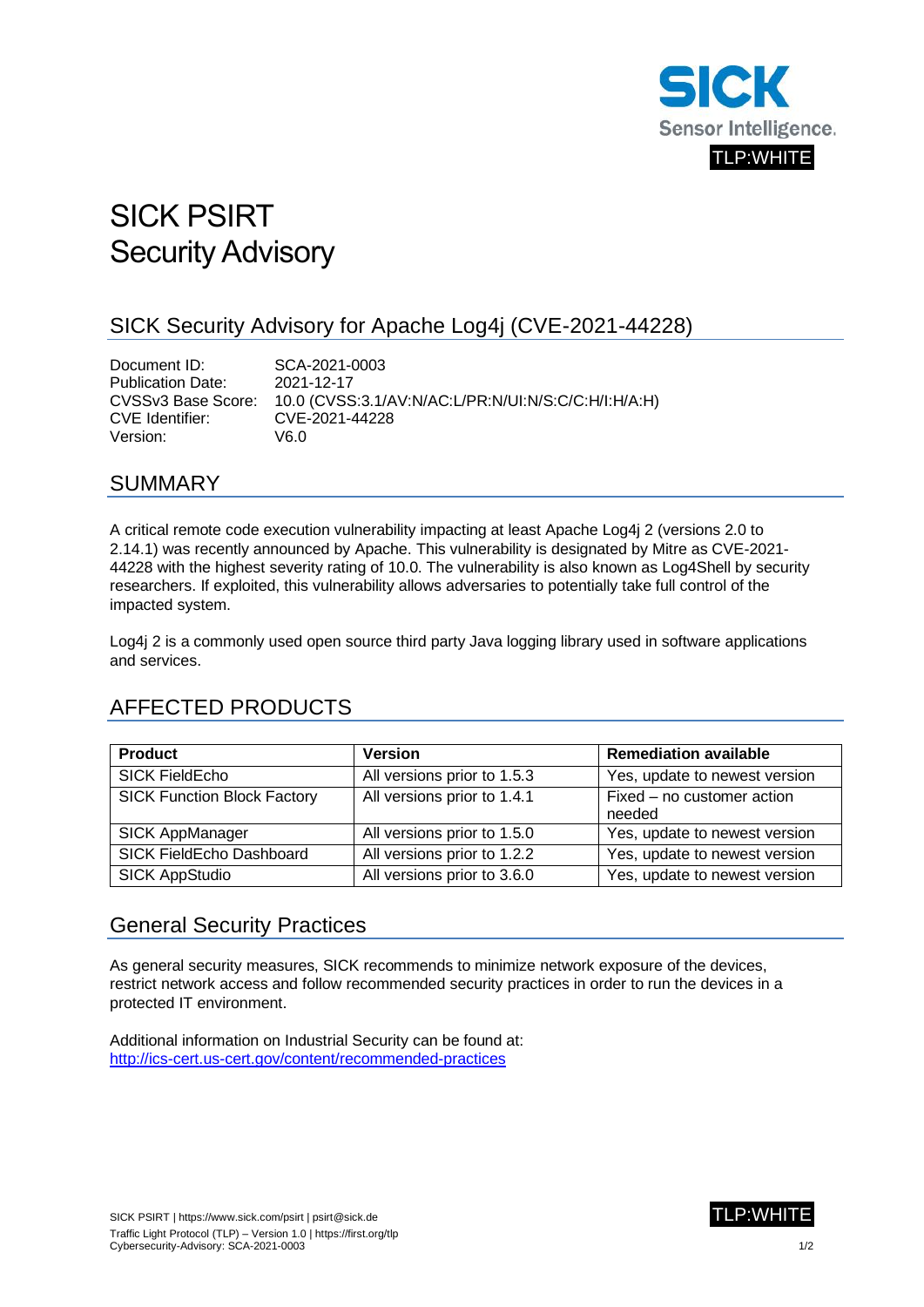TLP:WHITE

# SICK PSIRT
# Security Advisory

## SICK Security Advisory for Apache Log4j (CVE-2021-44228)

Document ID: SCA-2021-0003
Publication Date: 2021-12-17
CVSSv3 Base Score: 10.0 (CVSS:3.1/AV:N/AC:L/PR:N/UI:N/S:C/C:H/I:H/A:H)
CVE Identifier: CVE-2021-44228
Version: V6.0

## SUMMARY

A critical remote code execution vulnerability impacting at least Apache Log4j 2 (versions 2.0 to 2.14.1) was recently announced by Apache. This vulnerability is designated by Mitre as CVE-2021-44228 with the highest severity rating of 10.0. The vulnerability is also known as Log4Shell by security researchers. If exploited, this vulnerability allows adversaries to potentially take full control of the impacted system.

Log4j 2 is a commonly used open source third party Java logging library used in software applications and services.

## AFFECTED PRODUCTS

| Product | Version | Remediation available |
|---|---|---|
| SICK FieldEcho | All versions prior to 1.5.3 | Yes, update to newest version |
| SICK Function Block Factory | All versions prior to 1.4.1 | Fixed – no customer action needed |
| SICK AppManager | All versions prior to 1.5.0 | Yes, update to newest version |
| SICK FieldEcho Dashboard | All versions prior to 1.2.2 | Yes, update to newest version |
| SICK AppStudio | All versions prior to 3.6.0 | Yes, update to newest version |

## General Security Practices

As general security measures, SICK recommends to minimize network exposure of the devices, restrict network access and follow recommended security practices in order to run the devices in a protected IT environment.

Additional information on Industrial Security can be found at:
http://ics-cert.us-cert.gov/content/recommended-practices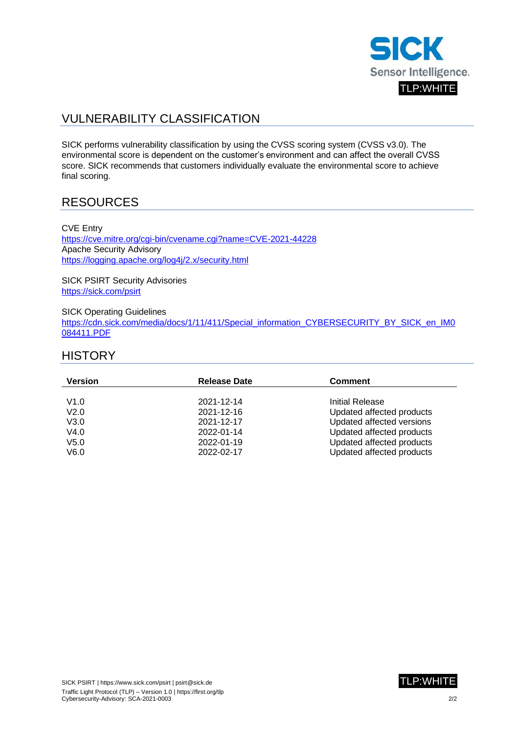## VULNERABILITY CLASSIFICATION

SICK performs vulnerability classification by using the CVSS scoring system (CVSS v3.0). The environmental score is dependent on the customer's environment and can affect the overall CVSS score. SICK recommends that customers individually evaluate the environmental score to achieve final scoring.

## RESOURCES

CVE Entry
https://cve.mitre.org/cgi-bin/cvename.cgi?name=CVE-2021-44228
Apache Security Advisory
https://logging.apache.org/log4j/2.x/security.html

SICK PSIRT Security Advisories
https://sick.com/psirt

SICK Operating Guidelines
https://cdn.sick.com/media/docs/1/11/411/Special_information_CYBERSECURITY_BY_SICK_en_IM0084411.PDF

## HISTORY

| Version | Release Date | Comment |
|---|---|---|
| V1.0 | 2021-12-14 | Initial Release |
| V2.0 | 2021-12-16 | Updated affected products |
| V3.0 | 2021-12-17 | Updated affected versions |
| V4.0 | 2022-01-14 | Updated affected products |
| V5.0 | 2022-01-19 | Updated affected products |
| V6.0 | 2022-02-17 | Updated affected products |